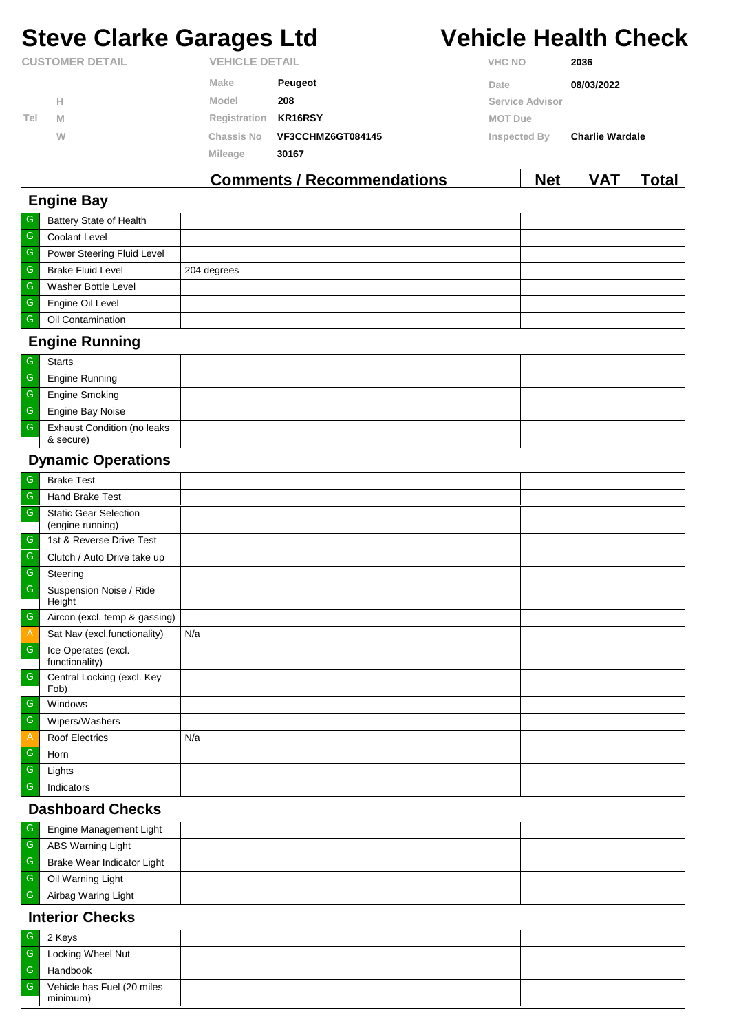# Steve Clarke Garages Ltd

# Vehicle Health Check

| CUSTOMER DETAIL | | VEHICLE DETAIL | | VHC NO | 2036 |
|---|---|---|---|---|---|
| | | Make | Peugeot | Date | 08/03/2022 |
| | H | Model | 208 | Service Advisor | |
| Tel | M | Registration | KR16RSY | MOT Due | |
| | W | Chassis No | VF3CCHMZ6GT084145 | Inspected By | Charlie Wardale |
| | | Mileage | 30167 | | |

| | | Comments / Recommendations | Net | VAT | Total |
|---|---|---|---|---|---|
| **Engine Bay** | | | | | |
| G | Battery State of Health | | | | |
| G | Coolant Level | | | | |
| G | Power Steering Fluid Level | | | | |
| G | Brake Fluid Level | 204 degrees | | | |
| G | Washer Bottle Level | | | | |
| G | Engine Oil Level | | | | |
| G | Oil Contamination | | | | |
| **Engine Running** | | | | | |
| G | Starts | | | | |
| G | Engine Running | | | | |
| G | Engine Smoking | | | | |
| G | Engine Bay Noise | | | | |
| G | Exhaust Condition (no leaks & secure) | | | | |
| **Dynamic Operations** | | | | | |
| G | Brake Test | | | | |
| G | Hand Brake Test | | | | |
| G | Static Gear Selection (engine running) | | | | |
| G | 1st & Reverse Drive Test | | | | |
| G | Clutch / Auto Drive take up | | | | |
| G | Steering | | | | |
| G | Suspension Noise / Ride Height | | | | |
| G | Aircon (excl. temp & gassing) | | | | |
| A | Sat Nav (excl.functionality) | N/a | | | |
| G | Ice Operates (excl. functionality) | | | | |
| G | Central Locking (excl. Key Fob) | | | | |
| G | Windows | | | | |
| G | Wipers/Washers | | | | |
| A | Roof Electrics | N/a | | | |
| G | Horn | | | | |
| G | Lights | | | | |
| G | Indicators | | | | |
| **Dashboard Checks** | | | | | |
| G | Engine Management Light | | | | |
| G | ABS Warning Light | | | | |
| G | Brake Wear Indicator Light | | | | |
| G | Oil Warning Light | | | | |
| G | Airbag Waring Light | | | | |
| **Interior Checks** | | | | | |
| G | 2 Keys | | | | |
| G | Locking Wheel Nut | | | | |
| G | Handbook | | | | |
| G | Vehicle has Fuel (20 miles minimum) | | | | |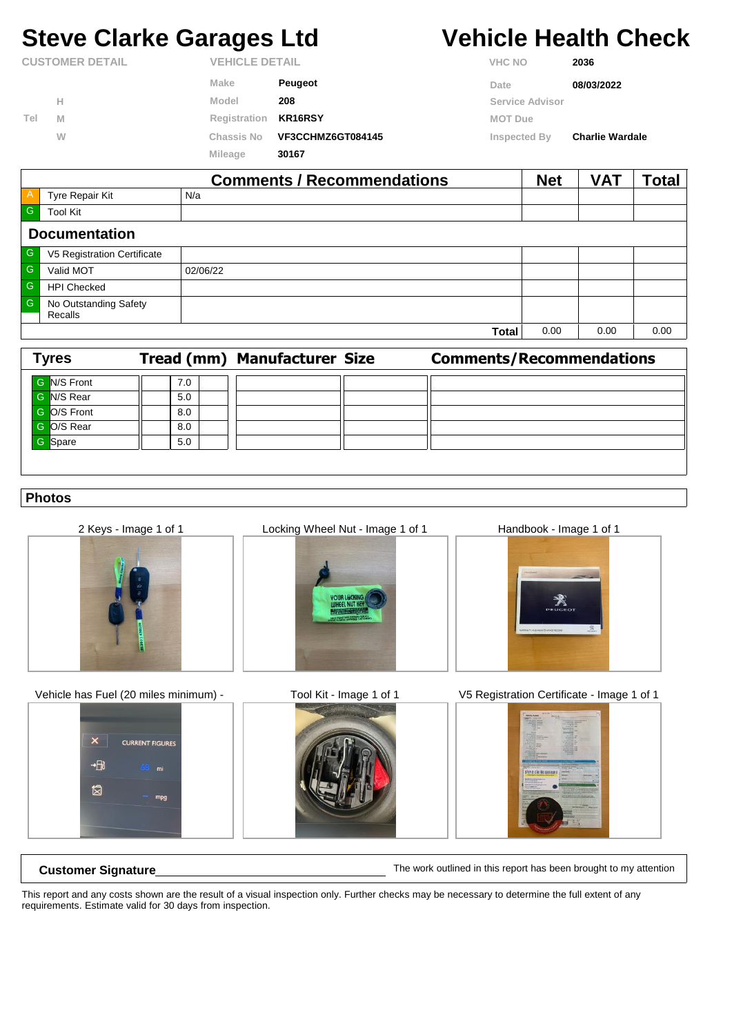# Steve Clarke Garages Ltd

# Vehicle Health Check

| CUSTOMER DETAIL | | VEHICLE DETAIL | | | |
|---|---|---|---|---|---|
| | | | | VHC NO | 2036 |
| | | Make | Peugeot | Date | 08/03/2022 |
| | H | Model | 208 | Service Advisor | |
| Tel | M | Registration | KR16RSY | MOT Due | |
| | W | Chassis No | VF3CCHMZ6GT084145 | Inspected By | Charlie Wardale |
| | | Mileage | 30167 | | |

| | | Comments / Recommendations | Net | VAT | Total |
|---|---|---|---|---|---|
| A | Tyre Repair Kit | N/a | | | |
| G | Tool Kit | | | | |
| **Documentation** | | | | | |
| G | V5 Registration Certificate | | | | |
| G | Valid MOT | 02/06/22 | | | |
| G | HPI Checked | | | | |
| G | No Outstanding Safety Recalls | | | | |
| | | **Total** | 0.00 | 0.00 | 0.00 |

| Tyres | | Tread (mm) | | Manufacturer | Size | Comments/Recommendations |
|---|---|---|---|---|---|---|
| G | N/S Front | 7.0 | | | | |
| G | N/S Rear | 5.0 | | | | |
| G | O/S Front | 8.0 | | | | |
| G | O/S Rear | 8.0 | | | | |
| G | Spare | 5.0 | | | | |

## Photos

2 Keys - Image 1 of 1

Locking Wheel Nut - Image 1 of 1

Handbook - Image 1 of 1

Vehicle has Fuel (20 miles minimum) -

Tool Kit - Image 1 of 1

V5 Registration Certificate - Image 1 of 1

**Customer Signature**\_\_\_\_\_\_\_\_\_\_\_\_\_\_\_\_\_\_\_\_\_\_\_\_\_\_\_\_\_\_\_\_\_\_\_\_\_\_\_\_ The work outlined in this report has been brought to my attention

This report and any costs shown are the result of a visual inspection only. Further checks may be necessary to determine the full extent of any requirements. Estimate valid for 30 days from inspection.